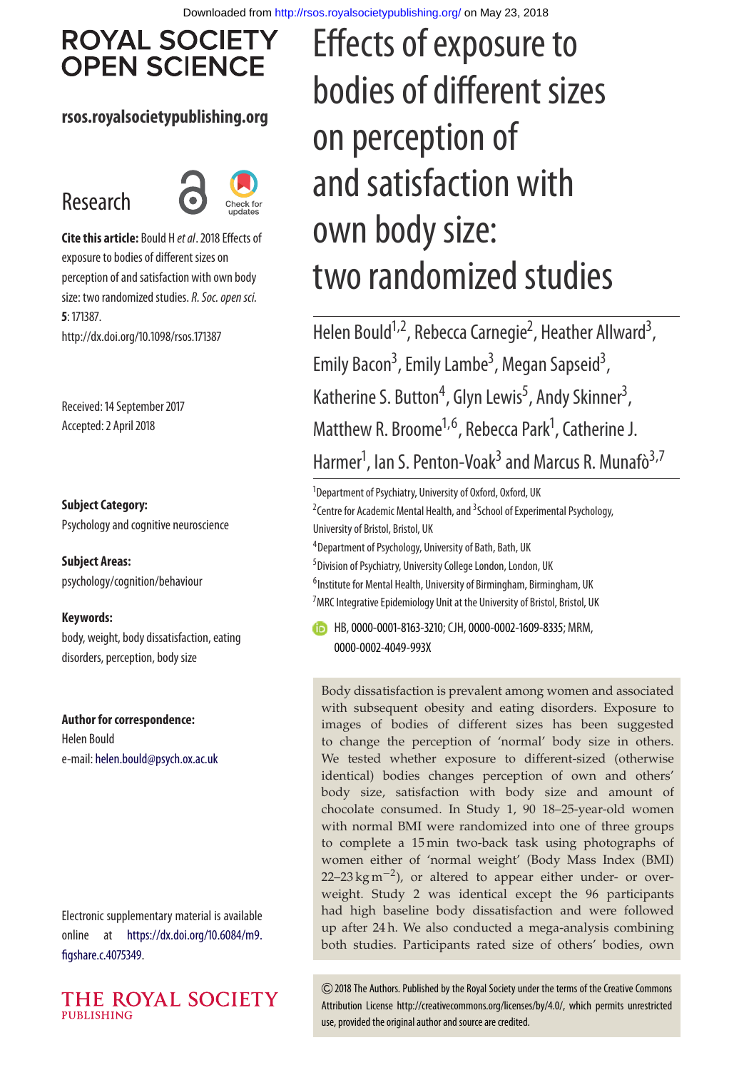# Effects of exposure to bodies of different sizes on perception of and satisfaction with own body size: two randomized studies

Helen Bould[1,2], Rebecca Carnegie[2], Heather Allward[3], Emily Bacon[3], Emily Lambe[3], Megan Sapseid[3], Katherine S. Button[4], Glyn Lewis[5], Andy Skinner[3], Matthew R. Broome[1,6], Rebecca Park[1], Catherine J. Harmer[1], Ian S. Penton-Voak[3] and Marcus R. Munafò[3,7]

[1]Department of Psychiatry, University of Oxford, Oxford, UK
[2]Centre for Academic Mental Health, and [3]School of Experimental Psychology, University of Bristol, Bristol, UK
[4]Department of Psychology, University of Bath, Bath, UK
[5]Division of Psychiatry, University College London, London, UK
[6]Institute for Mental Health, University of Birmingham, Birmingham, UK
[7]MRC Integrative Epidemiology Unit at the University of Bristol, Bristol, UK

HB, 0000-0001-8163-3210; CJH, 0000-0002-1609-8335; MRM, 0000-0002-4049-993X

**ROYAL SOCIETY OPEN SCIENCE**

**rsos.royalsocietypublishing.org**

Research

**Cite this article:** Bould H *et al*. 2018 Effects of exposure to bodies of different sizes on perception of and satisfaction with own body size: two randomized studies. *R. Soc. open sci.* **5**: 171387.
http://dx.doi.org/10.1098/rsos.171387

Received: 14 September 2017
Accepted: 2 April 2018

**Subject Category:**
Psychology and cognitive neuroscience

**Subject Areas:**
psychology/cognition/behaviour

**Keywords:**
body, weight, body dissatisfaction, eating disorders, perception, body size

**Author for correspondence:**
Helen Bould
e-mail: helen.bould@psych.ox.ac.uk

Electronic supplementary material is available online at https://dx.doi.org/10.6084/m9.figshare.c.4075349.

Body dissatisfaction is prevalent among women and associated with subsequent obesity and eating disorders. Exposure to images of bodies of different sizes has been suggested to change the perception of 'normal' body size in others. We tested whether exposure to different-sized (otherwise identical) bodies changes perception of own and others' body size, satisfaction with body size and amount of chocolate consumed. In Study 1, 90 18–25-year-old women with normal BMI were randomized into one of three groups to complete a 15 min two-back task using photographs of women either of 'normal weight' (Body Mass Index (BMI) 22–23 $\text{kg m}^{-2}$), or altered to appear either under- or overweight. Study 2 was identical except the 96 participants had high baseline body dissatisfaction and were followed up after 24 h. We also conducted a mega-analysis combining both studies. Participants rated size of others' bodies, own

© 2018 The Authors. Published by the Royal Society under the terms of the Creative Commons Attribution License http://creativecommons.org/licenses/by/4.0/, which permits unrestricted use, provided the original author and source are credited.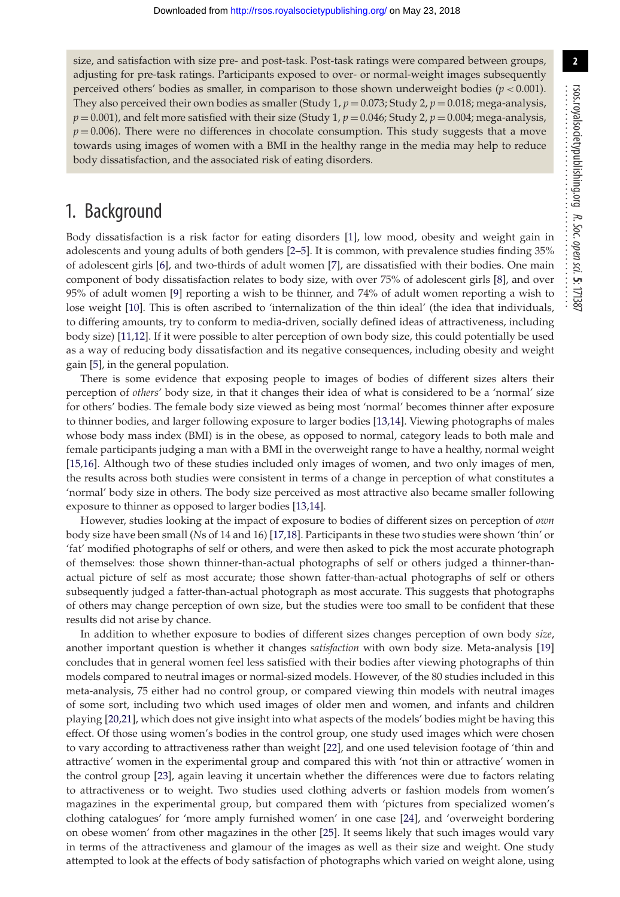size, and satisfaction with size pre- and post-task. Post-task ratings were compared between groups, adjusting for pre-task ratings. Participants exposed to over- or normal-weight images subsequently perceived others' bodies as smaller, in comparison to those shown underweight bodies ($p < 0.001$). They also perceived their own bodies as smaller (Study 1, $p = 0.073$; Study 2, $p = 0.018$; mega-analysis, $p = 0.001$), and felt more satisfied with their size (Study 1, $p = 0.046$; Study 2, $p = 0.004$; mega-analysis, $p = 0.006$). There were no differences in chocolate consumption. This study suggests that a move towards using images of women with a BMI in the healthy range in the media may help to reduce body dissatisfaction, and the associated risk of eating disorders.

# 1. Background

Body dissatisfaction is a risk factor for eating disorders [1], low mood, obesity and weight gain in adolescents and young adults of both genders [2–5]. It is common, with prevalence studies finding 35% of adolescent girls [6], and two-thirds of adult women [7], are dissatisfied with their bodies. One main component of body dissatisfaction relates to body size, with over 75% of adolescent girls [8], and over 95% of adult women [9] reporting a wish to be thinner, and 74% of adult women reporting a wish to lose weight [10]. This is often ascribed to 'internalization of the thin ideal' (the idea that individuals, to differing amounts, try to conform to media-driven, socially defined ideas of attractiveness, including body size) [11,12]. If it were possible to alter perception of own body size, this could potentially be used as a way of reducing body dissatisfaction and its negative consequences, including obesity and weight gain [5], in the general population.

There is some evidence that exposing people to images of bodies of different sizes alters their perception of *others*' body size, in that it changes their idea of what is considered to be a 'normal' size for others' bodies. The female body size viewed as being most 'normal' becomes thinner after exposure to thinner bodies, and larger following exposure to larger bodies [13,14]. Viewing photographs of males whose body mass index (BMI) is in the obese, as opposed to normal, category leads to both male and female participants judging a man with a BMI in the overweight range to have a healthy, normal weight [15,16]. Although two of these studies included only images of women, and two only images of men, the results across both studies were consistent in terms of a change in perception of what constitutes a 'normal' body size in others. The body size perceived as most attractive also became smaller following exposure to thinner as opposed to larger bodies [13,14].

However, studies looking at the impact of exposure to bodies of different sizes on perception of *own* body size have been small (*N*s of 14 and 16) [17,18]. Participants in these two studies were shown 'thin' or 'fat' modified photographs of self or others, and were then asked to pick the most accurate photograph of themselves: those shown thinner-than-actual photographs of self or others judged a thinner-than-actual picture of self as most accurate; those shown fatter-than-actual photographs of self or others subsequently judged a fatter-than-actual photograph as most accurate. This suggests that photographs of others may change perception of own size, but the studies were too small to be confident that these results did not arise by chance.

In addition to whether exposure to bodies of different sizes changes perception of own body *size*, another important question is whether it changes *satisfaction* with own body size. Meta-analysis [19] concludes that in general women feel less satisfied with their bodies after viewing photographs of thin models compared to neutral images or normal-sized models. However, of the 80 studies included in this meta-analysis, 75 either had no control group, or compared viewing thin models with neutral images of some sort, including two which used images of older men and women, and infants and children playing [20,21], which does not give insight into what aspects of the models' bodies might be having this effect. Of those using women's bodies in the control group, one study used images which were chosen to vary according to attractiveness rather than weight [22], and one used television footage of 'thin and attractive' women in the experimental group and compared this with 'not thin or attractive' women in the control group [23], again leaving it uncertain whether the differences were due to factors relating to attractiveness or to weight. Two studies used clothing adverts or fashion models from women's magazines in the experimental group, but compared them with 'pictures from specialized women's clothing catalogues' for 'more amply furnished women' in one case [24], and 'overweight bordering on obese women' from other magazines in the other [25]. It seems likely that such images would vary in terms of the attractiveness and glamour of the images as well as their size and weight. One study attempted to look at the effects of body satisfaction of photographs which varied on weight alone, using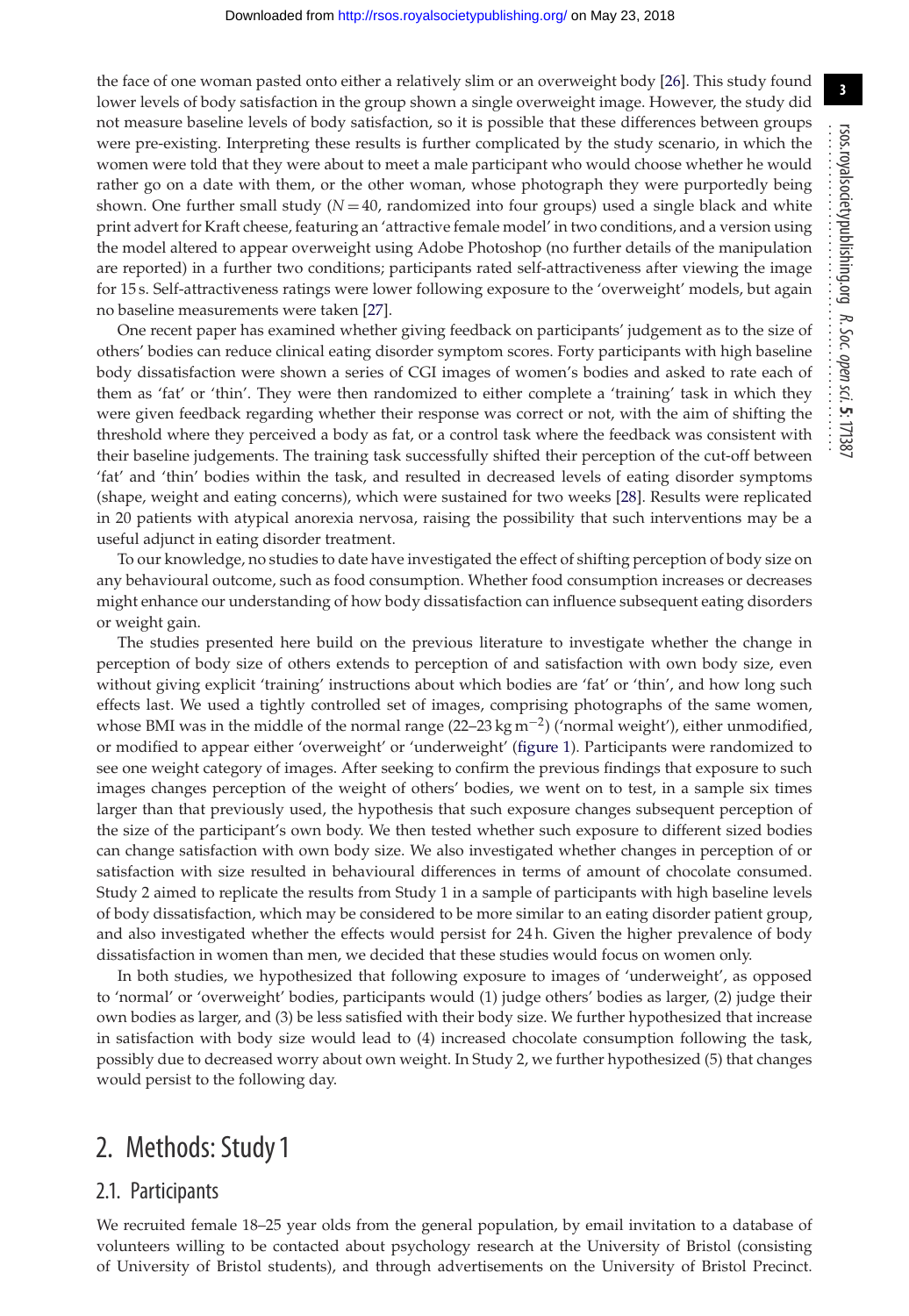the face of one woman pasted onto either a relatively slim or an overweight body [26]. This study found lower levels of body satisfaction in the group shown a single overweight image. However, the study did not measure baseline levels of body satisfaction, so it is possible that these differences between groups were pre-existing. Interpreting these results is further complicated by the study scenario, in which the women were told that they were about to meet a male participant who would choose whether he would rather go on a date with them, or the other woman, whose photograph they were purportedly being shown. One further small study ($N = 40$, randomized into four groups) used a single black and white print advert for Kraft cheese, featuring an 'attractive female model' in two conditions, and a version using the model altered to appear overweight using Adobe Photoshop (no further details of the manipulation are reported) in a further two conditions; participants rated self-attractiveness after viewing the image for 15 s. Self-attractiveness ratings were lower following exposure to the 'overweight' models, but again no baseline measurements were taken [27].

One recent paper has examined whether giving feedback on participants' judgement as to the size of others' bodies can reduce clinical eating disorder symptom scores. Forty participants with high baseline body dissatisfaction were shown a series of CGI images of women's bodies and asked to rate each of them as 'fat' or 'thin'. They were then randomized to either complete a 'training' task in which they were given feedback regarding whether their response was correct or not, with the aim of shifting the threshold where they perceived a body as fat, or a control task where the feedback was consistent with their baseline judgements. The training task successfully shifted their perception of the cut-off between 'fat' and 'thin' bodies within the task, and resulted in decreased levels of eating disorder symptoms (shape, weight and eating concerns), which were sustained for two weeks [28]. Results were replicated in 20 patients with atypical anorexia nervosa, raising the possibility that such interventions may be a useful adjunct in eating disorder treatment.

To our knowledge, no studies to date have investigated the effect of shifting perception of body size on any behavioural outcome, such as food consumption. Whether food consumption increases or decreases might enhance our understanding of how body dissatisfaction can influence subsequent eating disorders or weight gain.

The studies presented here build on the previous literature to investigate whether the change in perception of body size of others extends to perception of and satisfaction with own body size, even without giving explicit 'training' instructions about which bodies are 'fat' or 'thin', and how long such effects last. We used a tightly controlled set of images, comprising photographs of the same women, whose BMI was in the middle of the normal range (22–23 $\mathrm{kg\,m^{-2}}$) ('normal weight'), either unmodified, or modified to appear either 'overweight' or 'underweight' (figure 1). Participants were randomized to see one weight category of images. After seeking to confirm the previous findings that exposure to such images changes perception of the weight of others' bodies, we went on to test, in a sample six times larger than that previously used, the hypothesis that such exposure changes subsequent perception of the size of the participant's own body. We then tested whether such exposure to different sized bodies can change satisfaction with own body size. We also investigated whether changes in perception of or satisfaction with size resulted in behavioural differences in terms of amount of chocolate consumed. Study 2 aimed to replicate the results from Study 1 in a sample of participants with high baseline levels of body dissatisfaction, which may be considered to be more similar to an eating disorder patient group, and also investigated whether the effects would persist for 24 h. Given the higher prevalence of body dissatisfaction in women than men, we decided that these studies would focus on women only.

In both studies, we hypothesized that following exposure to images of 'underweight', as opposed to 'normal' or 'overweight' bodies, participants would (1) judge others' bodies as larger, (2) judge their own bodies as larger, and (3) be less satisfied with their body size. We further hypothesized that increase in satisfaction with body size would lead to (4) increased chocolate consumption following the task, possibly due to decreased worry about own weight. In Study 2, we further hypothesized (5) that changes would persist to the following day.

# 2. Methods: Study 1

## 2.1. Participants

We recruited female 18–25 year olds from the general population, by email invitation to a database of volunteers willing to be contacted about psychology research at the University of Bristol (consisting of University of Bristol students), and through advertisements on the University of Bristol Precinct.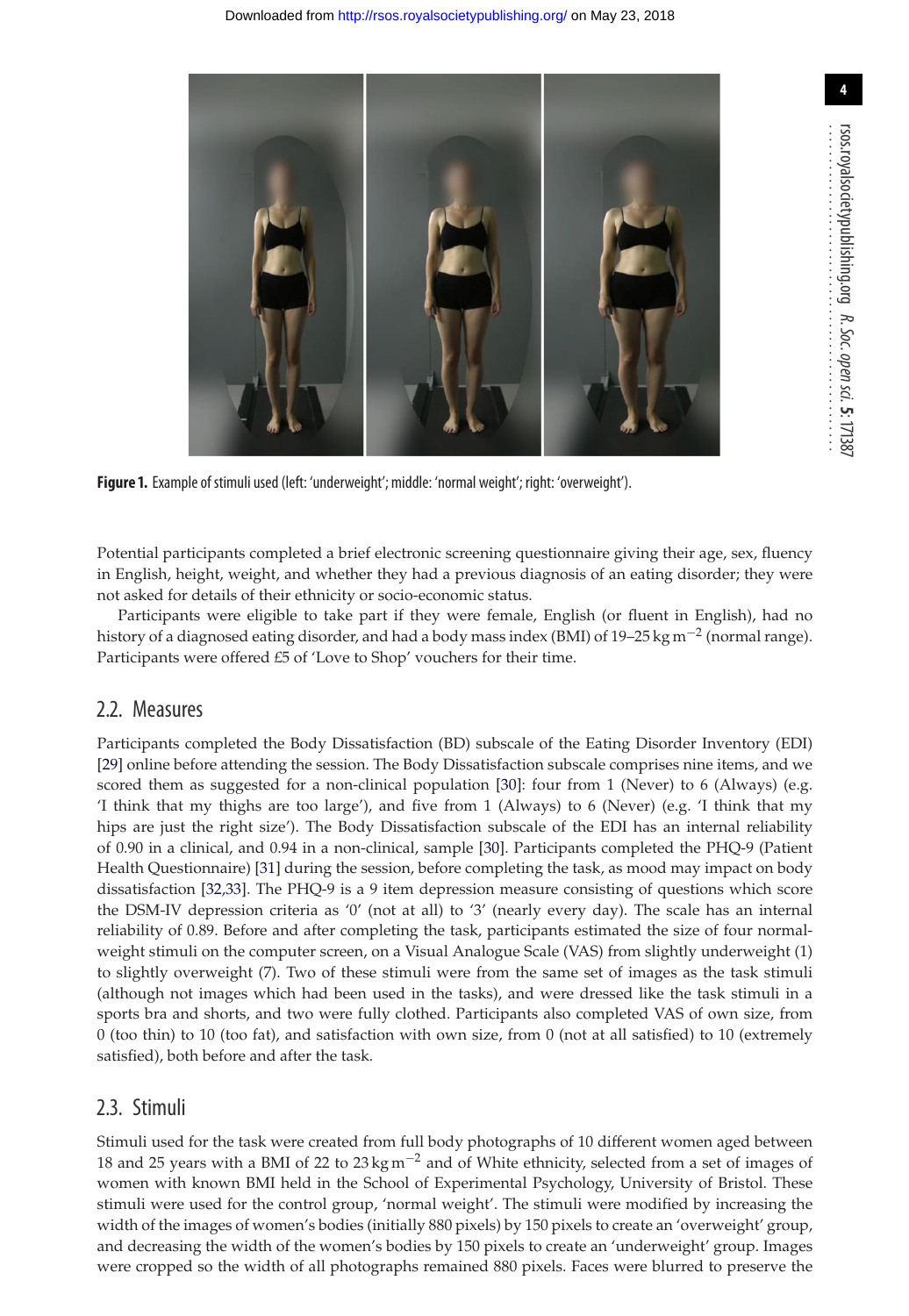Figure 1. Example of stimuli used (left: 'underweight'; middle: 'normal weight'; right: 'overweight').

Potential participants completed a brief electronic screening questionnaire giving their age, sex, fluency in English, height, weight, and whether they had a previous diagnosis of an eating disorder; they were not asked for details of their ethnicity or socio-economic status.

Participants were eligible to take part if they were female, English (or fluent in English), had no history of a diagnosed eating disorder, and had a body mass index (BMI) of 19–25 kg $m^{-2}$ (normal range). Participants were offered £5 of 'Love to Shop' vouchers for their time.

## 2.2. Measures

Participants completed the Body Dissatisfaction (BD) subscale of the Eating Disorder Inventory (EDI) [29] online before attending the session. The Body Dissatisfaction subscale comprises nine items, and we scored them as suggested for a non-clinical population [30]: four from 1 (Never) to 6 (Always) (e.g. 'I think that my thighs are too large'), and five from 1 (Always) to 6 (Never) (e.g. 'I think that my hips are just the right size'). The Body Dissatisfaction subscale of the EDI has an internal reliability of 0.90 in a clinical, and 0.94 in a non-clinical, sample [30]. Participants completed the PHQ-9 (Patient Health Questionnaire) [31] during the session, before completing the task, as mood may impact on body dissatisfaction [32,33]. The PHQ-9 is a 9 item depression measure consisting of questions which score the DSM-IV depression criteria as '0' (not at all) to '3' (nearly every day). The scale has an internal reliability of 0.89. Before and after completing the task, participants estimated the size of four normal-weight stimuli on the computer screen, on a Visual Analogue Scale (VAS) from slightly underweight (1) to slightly overweight (7). Two of these stimuli were from the same set of images as the task stimuli (although not images which had been used in the tasks), and were dressed like the task stimuli in a sports bra and shorts, and two were fully clothed. Participants also completed VAS of own size, from 0 (too thin) to 10 (too fat), and satisfaction with own size, from 0 (not at all satisfied) to 10 (extremely satisfied), both before and after the task.

## 2.3. Stimuli

Stimuli used for the task were created from full body photographs of 10 different women aged between 18 and 25 years with a BMI of 22 to 23 kg $m^{-2}$ and of White ethnicity, selected from a set of images of women with known BMI held in the School of Experimental Psychology, University of Bristol. These stimuli were used for the control group, 'normal weight'. The stimuli were modified by increasing the width of the images of women's bodies (initially 880 pixels) by 150 pixels to create an 'overweight' group, and decreasing the width of the women's bodies by 150 pixels to create an 'underweight' group. Images were cropped so the width of all photographs remained 880 pixels. Faces were blurred to preserve the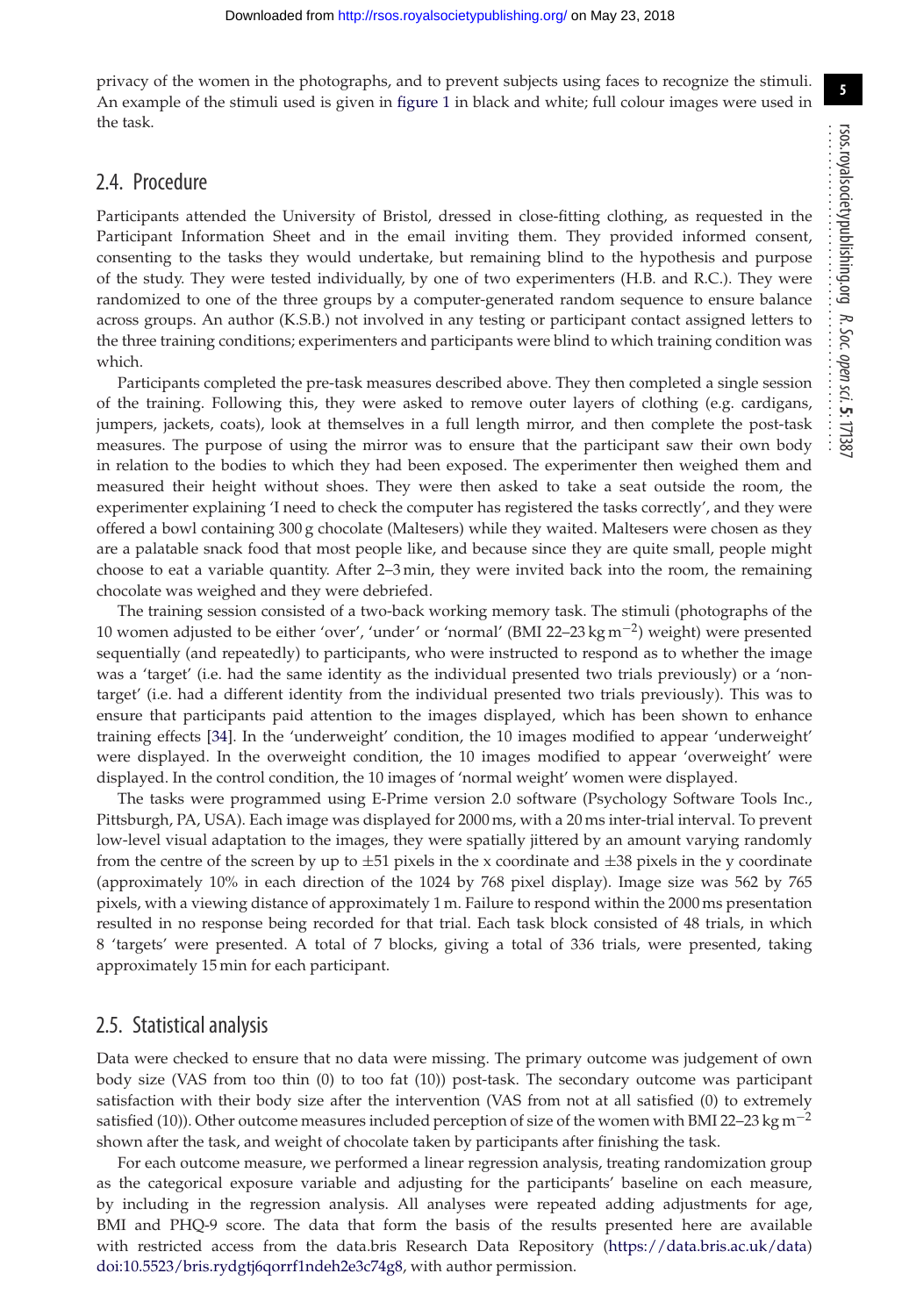privacy of the women in the photographs, and to prevent subjects using faces to recognize the stimuli. An example of the stimuli used is given in figure 1 in black and white; full colour images were used in the task.

## 2.4. Procedure

Participants attended the University of Bristol, dressed in close-fitting clothing, as requested in the Participant Information Sheet and in the email inviting them. They provided informed consent, consenting to the tasks they would undertake, but remaining blind to the hypothesis and purpose of the study. They were tested individually, by one of two experimenters (H.B. and R.C.). They were randomized to one of the three groups by a computer-generated random sequence to ensure balance across groups. An author (K.S.B.) not involved in any testing or participant contact assigned letters to the three training conditions; experimenters and participants were blind to which training condition was which.

Participants completed the pre-task measures described above. They then completed a single session of the training. Following this, they were asked to remove outer layers of clothing (e.g. cardigans, jumpers, jackets, coats), look at themselves in a full length mirror, and then complete the post-task measures. The purpose of using the mirror was to ensure that the participant saw their own body in relation to the bodies to which they had been exposed. The experimenter then weighed them and measured their height without shoes. They were then asked to take a seat outside the room, the experimenter explaining 'I need to check the computer has registered the tasks correctly', and they were offered a bowl containing 300 g chocolate (Maltesers) while they waited. Maltesers were chosen as they are a palatable snack food that most people like, and because since they are quite small, people might choose to eat a variable quantity. After 2–3 min, they were invited back into the room, the remaining chocolate was weighed and they were debriefed.

The training session consisted of a two-back working memory task. The stimuli (photographs of the 10 women adjusted to be either 'over', 'under' or 'normal' (BMI 22–23 kg m$^{-2}$) weight) were presented sequentially (and repeatedly) to participants, who were instructed to respond as to whether the image was a 'target' (i.e. had the same identity as the individual presented two trials previously) or a 'non-target' (i.e. had a different identity from the individual presented two trials previously). This was to ensure that participants paid attention to the images displayed, which has been shown to enhance training effects [34]. In the 'underweight' condition, the 10 images modified to appear 'underweight' were displayed. In the overweight condition, the 10 images modified to appear 'overweight' were displayed. In the control condition, the 10 images of 'normal weight' women were displayed.

The tasks were programmed using E-Prime version 2.0 software (Psychology Software Tools Inc., Pittsburgh, PA, USA). Each image was displayed for 2000 ms, with a 20 ms inter-trial interval. To prevent low-level visual adaptation to the images, they were spatially jittered by an amount varying randomly from the centre of the screen by up to ±51 pixels in the x coordinate and ±38 pixels in the y coordinate (approximately 10% in each direction of the 1024 by 768 pixel display). Image size was 562 by 765 pixels, with a viewing distance of approximately 1 m. Failure to respond within the 2000 ms presentation resulted in no response being recorded for that trial. Each task block consisted of 48 trials, in which 8 'targets' were presented. A total of 7 blocks, giving a total of 336 trials, were presented, taking approximately 15 min for each participant.

## 2.5. Statistical analysis

Data were checked to ensure that no data were missing. The primary outcome was judgement of own body size (VAS from too thin (0) to too fat (10)) post-task. The secondary outcome was participant satisfaction with their body size after the intervention (VAS from not at all satisfied (0) to extremely satisfied (10)). Other outcome measures included perception of size of the women with BMI 22–23 kg m$^{-2}$ shown after the task, and weight of chocolate taken by participants after finishing the task.

For each outcome measure, we performed a linear regression analysis, treating randomization group as the categorical exposure variable and adjusting for the participants' baseline on each measure, by including in the regression analysis. All analyses were repeated adding adjustments for age, BMI and PHQ-9 score. The data that form the basis of the results presented here are available with restricted access from the data.bris Research Data Repository (https://data.bris.ac.uk/data) doi:10.5523/bris.rydgtj6qorrf1ndeh2e3c74g8, with author permission.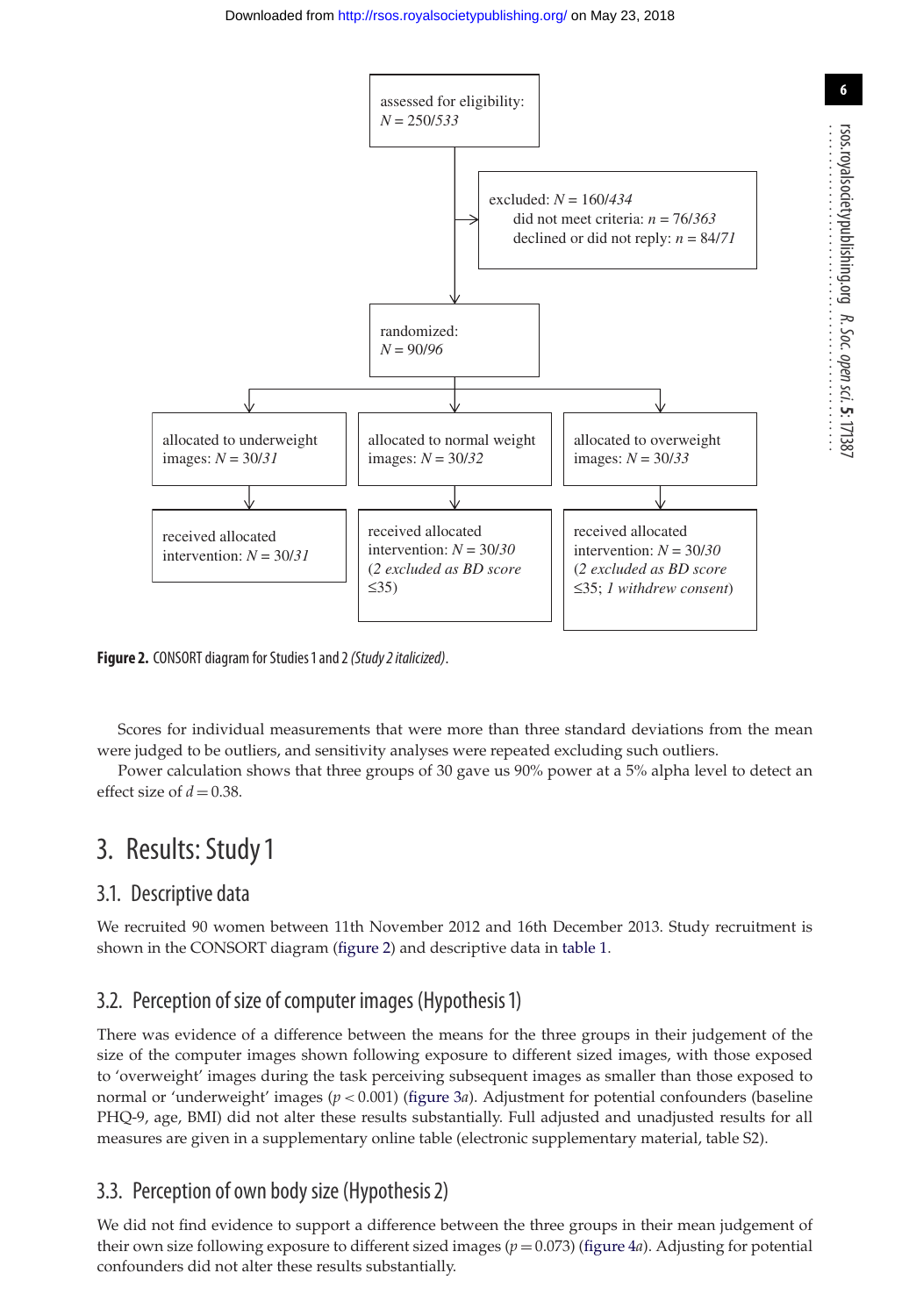assessed for eligibility: $N = 250/\mathit{533}$

excluded: $N = 160/\mathit{434}$
did not meet criteria: $n = 76/\mathit{363}$
declined or did not reply: $n = 84/\mathit{71}$

randomized: $N = 90/\mathit{96}$

| allocated to underweight images: $N = 30/\mathit{31}$ | allocated to normal weight images: $N = 30/\mathit{32}$ | allocated to overweight images: $N = 30/\mathit{33}$ |
|---|---|---|
| received allocated intervention: $N = 30/\mathit{31}$ | received allocated intervention: $N = 30/\mathit{30}$ (*2 excluded as BD score* ≤35) | received allocated intervention: $N = 30/\mathit{30}$ (*2 excluded as BD score* ≤35; *1 withdrew consent*) |

**Figure 2.** CONSORT diagram for Studies 1 and 2 *(Study 2 italicized)*.

Scores for individual measurements that were more than three standard deviations from the mean were judged to be outliers, and sensitivity analyses were repeated excluding such outliers.

Power calculation shows that three groups of 30 gave us 90% power at a 5% alpha level to detect an effect size of $d = 0.38$.

# 3. Results: Study 1

## 3.1. Descriptive data

We recruited 90 women between 11th November 2012 and 16th December 2013. Study recruitment is shown in the CONSORT diagram (figure 2) and descriptive data in table 1.

## 3.2. Perception of size of computer images (Hypothesis 1)

There was evidence of a difference between the means for the three groups in their judgement of the size of the computer images shown following exposure to different sized images, with those exposed to 'overweight' images during the task perceiving subsequent images as smaller than those exposed to normal or 'underweight' images ($p < 0.001$) (figure 3*a*). Adjustment for potential confounders (baseline PHQ-9, age, BMI) did not alter these results substantially. Full adjusted and unadjusted results for all measures are given in a supplementary online table (electronic supplementary material, table S2).

## 3.3. Perception of own body size (Hypothesis 2)

We did not find evidence to support a difference between the three groups in their mean judgement of their own size following exposure to different sized images ($p = 0.073$) (figure 4*a*). Adjusting for potential confounders did not alter these results substantially.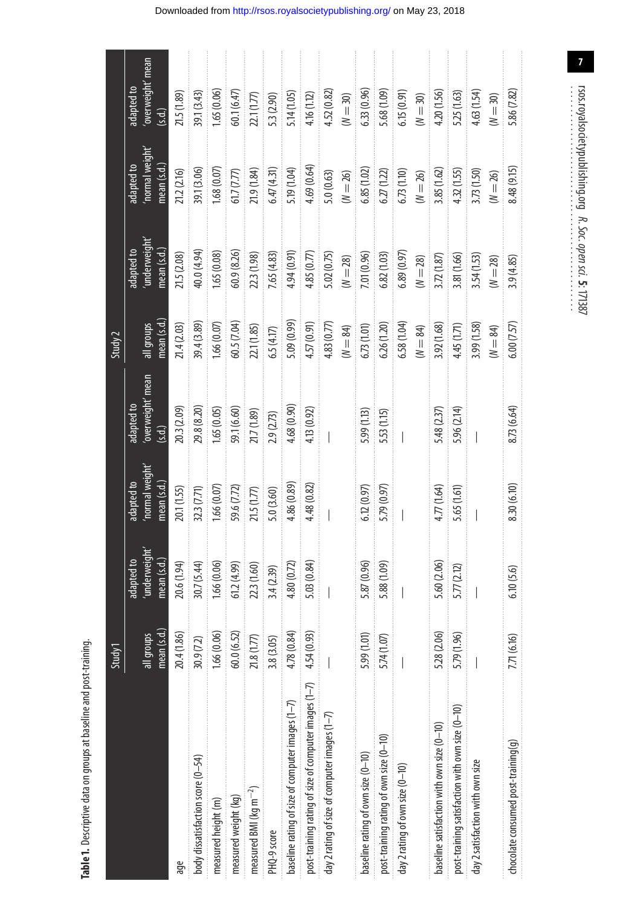**Table 1.** Descriptive data on groups at baseline and post-training.

| | Study 1 | | | | Study 2 | | | |
|---|---|---|---|---|---|---|---|---|
| | all groups mean (s.d.) | adapted to 'underweight' mean (s.d.) | adapted to 'normal weight' mean (s.d.) | adapted to 'overweight' mean (s.d.) | all groups mean (s.d.) | adapted to 'underweight' mean (s.d.) | adapted to 'normal weight' mean (s.d.) | adapted to 'overweight' mean (s.d.) |
| age | 20.4 (1.86) | 20.6 (1.94) | 20.1 (1.55) | 20.3 (2.09) | 21.4 (2.03) | 21.5 (2.08) | 21.2 (2.16) | 21.5 (1.89) |
| body dissatisfaction score (0–54) | 30.9 (7.2) | 30.7 (5.44) | 32.3 (7.71) | 29.8 (8.20) | 39.4 (3.89) | 40.0 (4.94) | 39.1 (3.06) | 39.1 (3.43) |
| measured height (m) | 1.66 (0.06) | 1.66 (0.06) | 1.66 (0.07) | 1.65 (0.05) | 1.66 (0.07) | 1.65 (0.08) | 1.68 (0.07) | 1.65 (0.06) |
| measured weight (kg) | 60.0 (6.52) | 61.2 (4.99) | 59.6 (7.72) | 59.1 (6.60) | 60.5 (7.04) | 60.9 (8.26) | 61.7 (7.77) | 60.1 (6.47) |
| measured BMI (kg m$^{-2}$) | 21.8 (1.77) | 22.3 (1.60) | 21.5 (1.77) | 21.7 (1.89) | 22.1 (1.85) | 22.3 (1.98) | 21.9 (1.84) | 22.1 (1.77) |
| PHQ-9 score | 3.8 (3.05) | 3.4 (2.39) | 5.0 (3.60) | 2.9 (2.73) | 6.5 (4.17) | 7.65 (4.83) | 6.47 (4.31) | 5.3 (2.90) |
| baseline rating of size of computer images (1–7) | 4.78 (0.84) | 4.80 (0.72) | 4.86 (0.89) | 4.68 (0.90) | 5.09 (0.99) | 4.94 (0.91) | 5.19 (1.04) | 5.14 (1.05) |
| post-training rating of size of computer images (1–7) | 4.54 (0.93) | 5.03 (0.84) | 4.48 (0.82) | 4.13 (0.92) | 4.57 (0.91) | 4.85 (0.77) | 4.69 (0.64) | 4.16 (1.12) |
| day 2 rating of size of computer images (1–7) | — | — | — | — | 4.83 (0.77) ($N = 84$) | 5.02 (0.75) ($N = 28$) | 5.0 (0.63) ($N = 26$) | 4.52 (0.82) ($N = 30$) |
| baseline rating of own size (0–10) | 5.99 (1.01) | 5.87 (0.96) | 6.12 (0.97) | 5.99 (1.13) | 6.73 (1.01) | 7.01 (0.96) | 6.85 (1.02) | 6.33 (0.96) |
| post-training rating of own size (0–10) | 5.74 (1.07) | 5.88 (1.09) | 5.79 (0.97) | 5.53 (1.15) | 6.26 (1.20) | 6.82 (1.03) | 6.27 (1.22) | 5.68 (1.09) |
| day 2 rating of own size (0–10) | — | — | — | — | 6.58 (1.04) ($N = 84$) | 6.89 (0.97) ($N = 28$) | 6.73 (1.10) ($N = 26$) | 6.15 (0.91) ($N = 30$) |
| baseline satisfaction with own size (0–10) | 5.28 (2.06) | 5.60 (2.06) | 4.77 (1.64) | 5.48 (2.37) | 3.92 (1.68) | 3.72 (1.87) | 3.85 (1.62) | 4.20 (1.56) |
| post-training satisfaction with own size (0–10) | 5.79 (1.96) | 5.77 (2.12) | 5.65 (1.61) | 5.96 (2.14) | 4.45 (1.71) | 3.81 (1.66) | 4.32 (1.55) | 5.25 (1.63) |
| day 2 satisfaction with own size | — | — | — | — | 3.99 (1.58) ($N = 84$) | 3.54 (1.53) ($N = 28$) | 3.73 (1.50) ($N = 26$) | 4.63 (1.54) ($N = 30$) |
| chocolate consumed post-training (g) | 7.71 (6.16) | 6.10 (5.6) | 8.30 (6.10) | 8.73 (6.64) | 6.00 (7.57) | 3.9 (4.85) | 8.48 (9.15) | 5.86 (7.82) |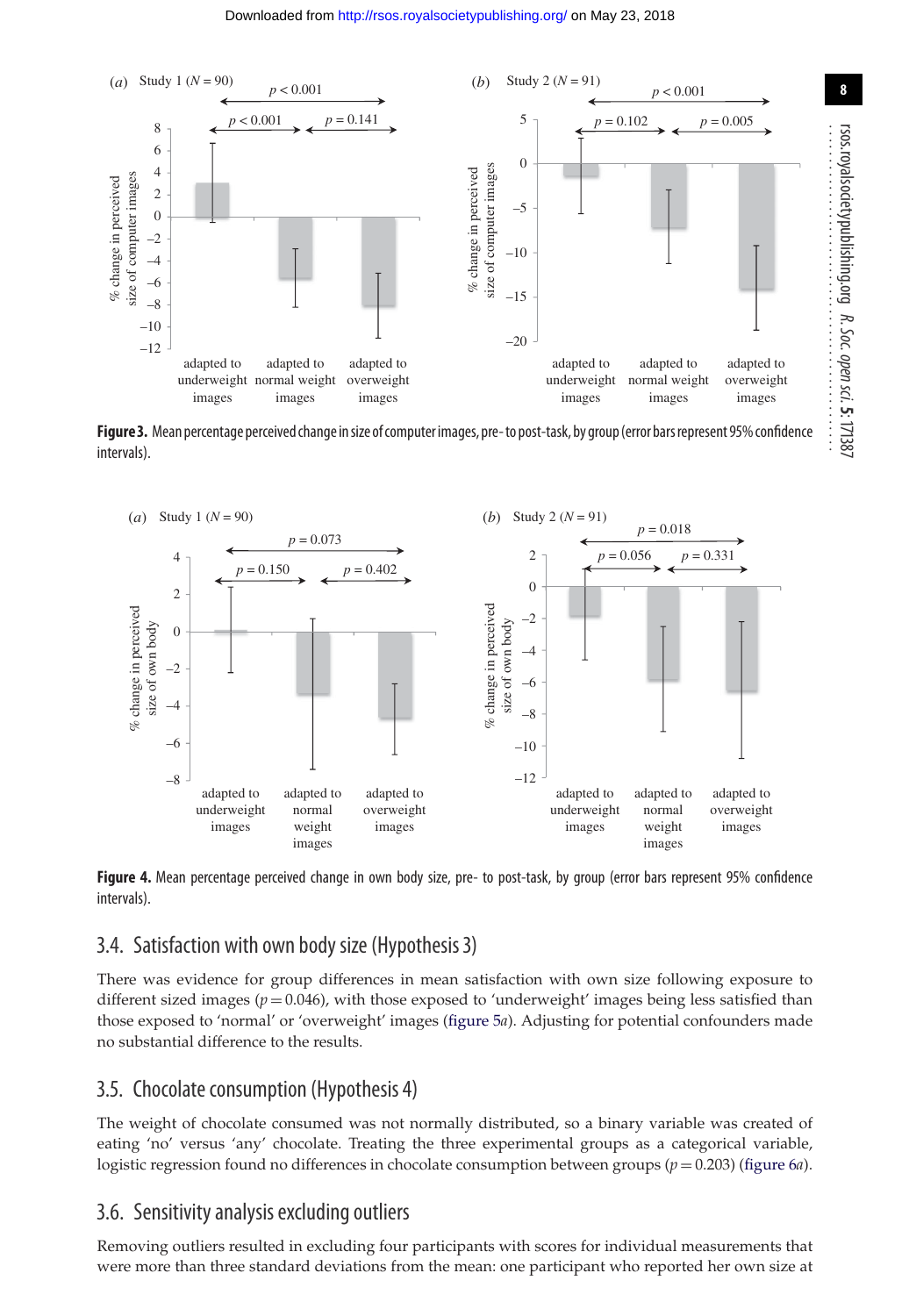Figure 3. Mean percentage perceived change in size of computer images, pre- to post-task, by group (error bars represent 95% confidence intervals).

Figure 4. Mean percentage perceived change in own body size, pre- to post-task, by group (error bars represent 95% confidence intervals).

## 3.4. Satisfaction with own body size (Hypothesis 3)

There was evidence for group differences in mean satisfaction with own size following exposure to different sized images ($p = 0.046$), with those exposed to 'underweight' images being less satisfied than those exposed to 'normal' or 'overweight' images (figure 5*a*). Adjusting for potential confounders made no substantial difference to the results.

## 3.5. Chocolate consumption (Hypothesis 4)

The weight of chocolate consumed was not normally distributed, so a binary variable was created of eating 'no' versus 'any' chocolate. Treating the three experimental groups as a categorical variable, logistic regression found no differences in chocolate consumption between groups ($p = 0.203$) (figure 6*a*).

## 3.6. Sensitivity analysis excluding outliers

Removing outliers resulted in excluding four participants with scores for individual measurements that were more than three standard deviations from the mean: one participant who reported her own size at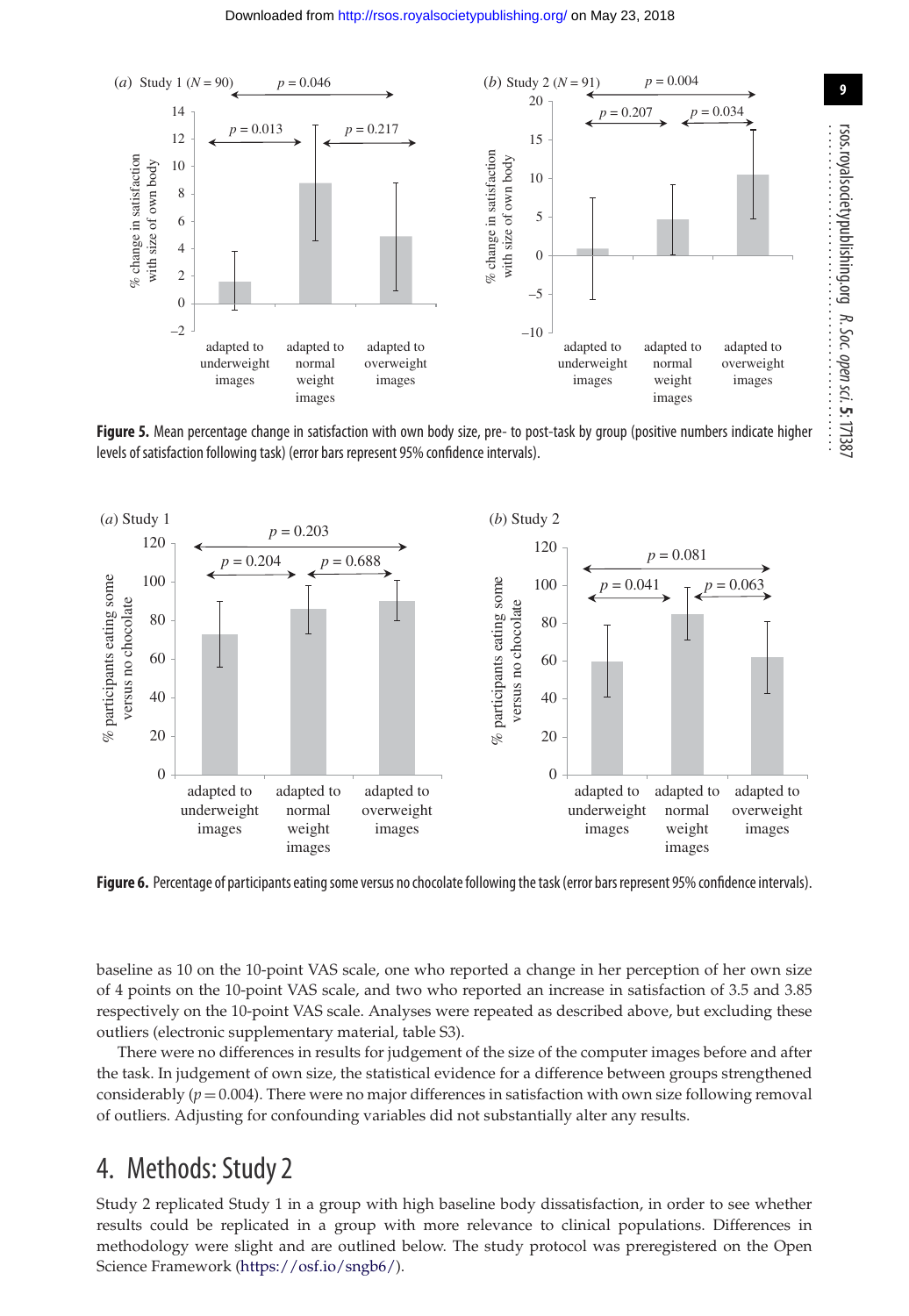**Figure 5.** Mean percentage change in satisfaction with own body size, pre- to post-task by group (positive numbers indicate higher levels of satisfaction following task) (error bars represent 95% confidence intervals).

**Figure 6.** Percentage of participants eating some versus no chocolate following the task (error bars represent 95% confidence intervals).

baseline as 10 on the 10-point VAS scale, one who reported a change in her perception of her own size of 4 points on the 10-point VAS scale, and two who reported an increase in satisfaction of 3.5 and 3.85 respectively on the 10-point VAS scale. Analyses were repeated as described above, but excluding these outliers (electronic supplementary material, table S3).

There were no differences in results for judgement of the size of the computer images before and after the task. In judgement of own size, the statistical evidence for a difference between groups strengthened considerably ($p = 0.004$). There were no major differences in satisfaction with own size following removal of outliers. Adjusting for confounding variables did not substantially alter any results.

# 4. Methods: Study 2

Study 2 replicated Study 1 in a group with high baseline body dissatisfaction, in order to see whether results could be replicated in a group with more relevance to clinical populations. Differences in methodology were slight and are outlined below. The study protocol was preregistered on the Open Science Framework (https://osf.io/sngb6/).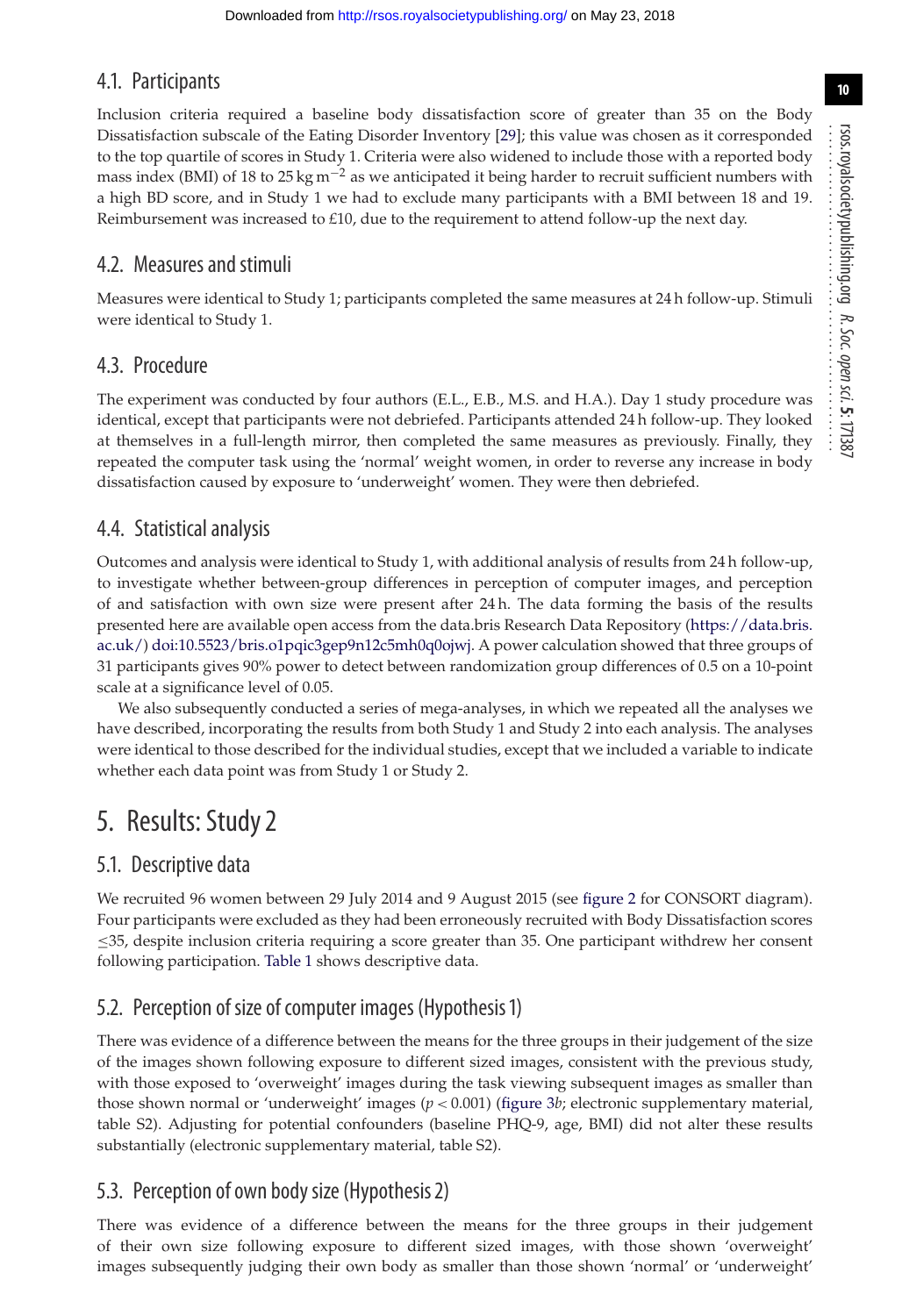## 4.1. Participants

Inclusion criteria required a baseline body dissatisfaction score of greater than 35 on the Body Dissatisfaction subscale of the Eating Disorder Inventory [29]; this value was chosen as it corresponded to the top quartile of scores in Study 1. Criteria were also widened to include those with a reported body mass index (BMI) of 18 to 25 kg $m^{-2}$ as we anticipated it being harder to recruit sufficient numbers with a high BD score, and in Study 1 we had to exclude many participants with a BMI between 18 and 19. Reimbursement was increased to £10, due to the requirement to attend follow-up the next day.

## 4.2. Measures and stimuli

Measures were identical to Study 1; participants completed the same measures at 24 h follow-up. Stimuli were identical to Study 1.

## 4.3. Procedure

The experiment was conducted by four authors (E.L., E.B., M.S. and H.A.). Day 1 study procedure was identical, except that participants were not debriefed. Participants attended 24 h follow-up. They looked at themselves in a full-length mirror, then completed the same measures as previously. Finally, they repeated the computer task using the 'normal' weight women, in order to reverse any increase in body dissatisfaction caused by exposure to 'underweight' women. They were then debriefed.

## 4.4. Statistical analysis

Outcomes and analysis were identical to Study 1, with additional analysis of results from 24 h follow-up, to investigate whether between-group differences in perception of computer images, and perception of and satisfaction with own size were present after 24 h. The data forming the basis of the results presented here are available open access from the data.bris Research Data Repository (https://data.bris.ac.uk/) doi:10.5523/bris.o1pqic3gep9n12c5mh0q0ojwj. A power calculation showed that three groups of 31 participants gives 90% power to detect between randomization group differences of 0.5 on a 10-point scale at a significance level of 0.05.

We also subsequently conducted a series of mega-analyses, in which we repeated all the analyses we have described, incorporating the results from both Study 1 and Study 2 into each analysis. The analyses were identical to those described for the individual studies, except that we included a variable to indicate whether each data point was from Study 1 or Study 2.

# 5. Results: Study 2

## 5.1. Descriptive data

We recruited 96 women between 29 July 2014 and 9 August 2015 (see figure 2 for CONSORT diagram). Four participants were excluded as they had been erroneously recruited with Body Dissatisfaction scores $\leq$35, despite inclusion criteria requiring a score greater than 35. One participant withdrew her consent following participation. Table 1 shows descriptive data.

## 5.2. Perception of size of computer images (Hypothesis 1)

There was evidence of a difference between the means for the three groups in their judgement of the size of the images shown following exposure to different sized images, consistent with the previous study, with those exposed to 'overweight' images during the task viewing subsequent images as smaller than those shown normal or 'underweight' images ($p < 0.001$) (figure 3*b*; electronic supplementary material, table S2). Adjusting for potential confounders (baseline PHQ-9, age, BMI) did not alter these results substantially (electronic supplementary material, table S2).

## 5.3. Perception of own body size (Hypothesis 2)

There was evidence of a difference between the means for the three groups in their judgement of their own size following exposure to different sized images, with those shown 'overweight' images subsequently judging their own body as smaller than those shown 'normal' or 'underweight'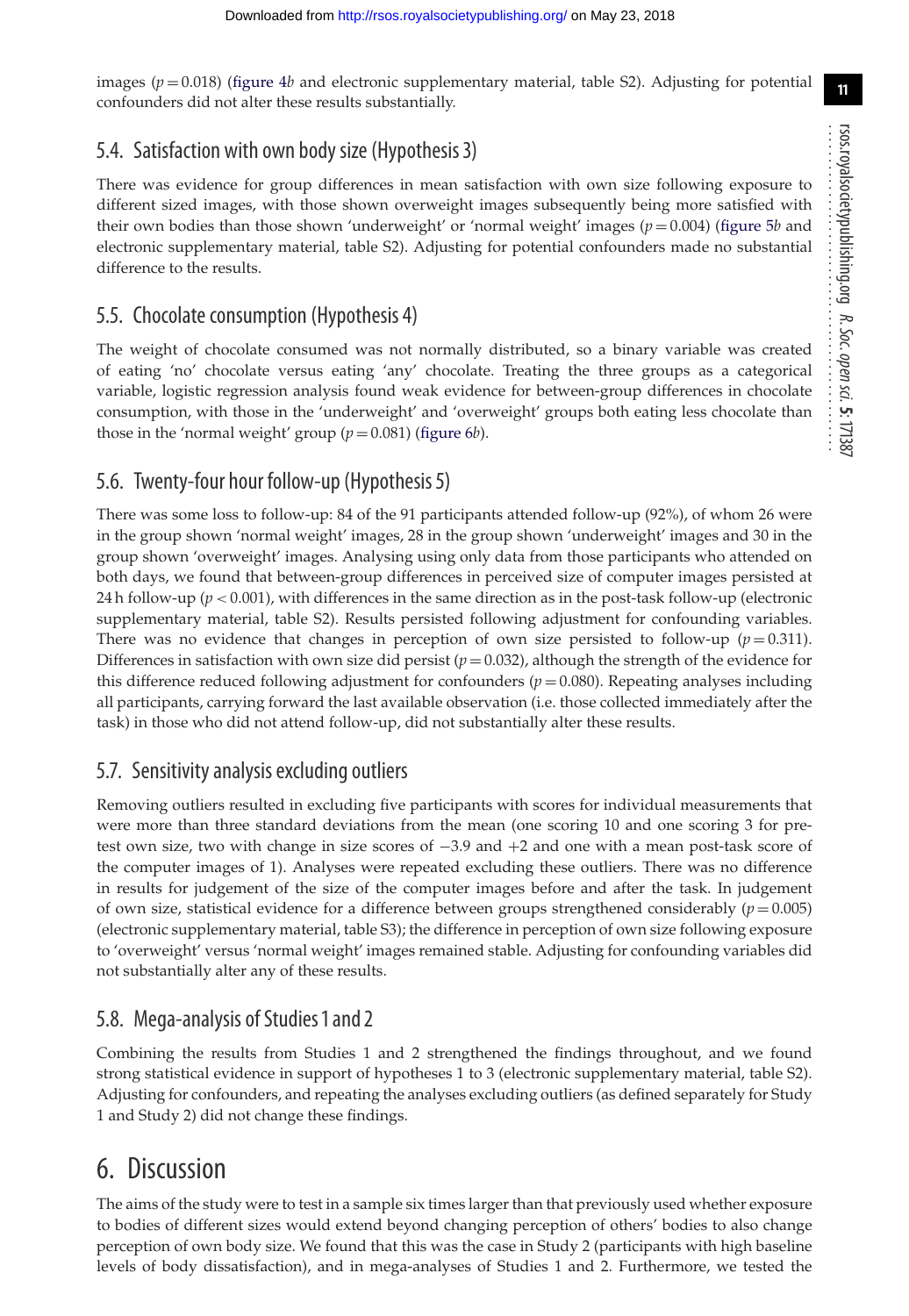images ($p = 0.018$) (figure 4*b* and electronic supplementary material, table S2). Adjusting for potential confounders did not alter these results substantially.

## 5.4. Satisfaction with own body size (Hypothesis 3)

There was evidence for group differences in mean satisfaction with own size following exposure to different sized images, with those shown overweight images subsequently being more satisfied with their own bodies than those shown 'underweight' or 'normal weight' images ($p = 0.004$) (figure 5*b* and electronic supplementary material, table S2). Adjusting for potential confounders made no substantial difference to the results.

## 5.5. Chocolate consumption (Hypothesis 4)

The weight of chocolate consumed was not normally distributed, so a binary variable was created of eating 'no' chocolate versus eating 'any' chocolate. Treating the three groups as a categorical variable, logistic regression analysis found weak evidence for between-group differences in chocolate consumption, with those in the 'underweight' and 'overweight' groups both eating less chocolate than those in the 'normal weight' group ($p = 0.081$) (figure 6*b*).

## 5.6. Twenty-four hour follow-up (Hypothesis 5)

There was some loss to follow-up: 84 of the 91 participants attended follow-up (92%), of whom 26 were in the group shown 'normal weight' images, 28 in the group shown 'underweight' images and 30 in the group shown 'overweight' images. Analysing using only data from those participants who attended on both days, we found that between-group differences in perceived size of computer images persisted at 24 h follow-up ($p < 0.001$), with differences in the same direction as in the post-task follow-up (electronic supplementary material, table S2). Results persisted following adjustment for confounding variables. There was no evidence that changes in perception of own size persisted to follow-up ($p = 0.311$). Differences in satisfaction with own size did persist ($p = 0.032$), although the strength of the evidence for this difference reduced following adjustment for confounders ($p = 0.080$). Repeating analyses including all participants, carrying forward the last available observation (i.e. those collected immediately after the task) in those who did not attend follow-up, did not substantially alter these results.

## 5.7. Sensitivity analysis excluding outliers

Removing outliers resulted in excluding five participants with scores for individual measurements that were more than three standard deviations from the mean (one scoring 10 and one scoring 3 for pre-test own size, two with change in size scores of −3.9 and +2 and one with a mean post-task score of the computer images of 1). Analyses were repeated excluding these outliers. There was no difference in results for judgement of the size of the computer images before and after the task. In judgement of own size, statistical evidence for a difference between groups strengthened considerably ($p = 0.005$) (electronic supplementary material, table S3); the difference in perception of own size following exposure to 'overweight' versus 'normal weight' images remained stable. Adjusting for confounding variables did not substantially alter any of these results.

## 5.8. Mega-analysis of Studies 1 and 2

Combining the results from Studies 1 and 2 strengthened the findings throughout, and we found strong statistical evidence in support of hypotheses 1 to 3 (electronic supplementary material, table S2). Adjusting for confounders, and repeating the analyses excluding outliers (as defined separately for Study 1 and Study 2) did not change these findings.

# 6. Discussion

The aims of the study were to test in a sample six times larger than that previously used whether exposure to bodies of different sizes would extend beyond changing perception of others' bodies to also change perception of own body size. We found that this was the case in Study 2 (participants with high baseline levels of body dissatisfaction), and in mega-analyses of Studies 1 and 2. Furthermore, we tested the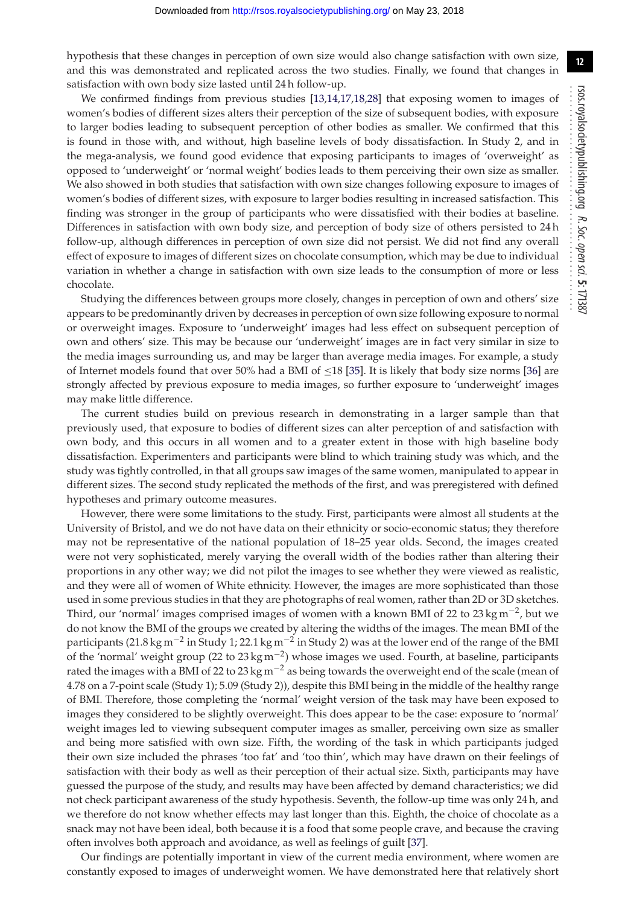hypothesis that these changes in perception of own size would also change satisfaction with own size, and this was demonstrated and replicated across the two studies. Finally, we found that changes in satisfaction with own body size lasted until 24 h follow-up.

We confirmed findings from previous studies [13,14,17,18,28] that exposing women to images of women's bodies of different sizes alters their perception of the size of subsequent bodies, with exposure to larger bodies leading to subsequent perception of other bodies as smaller. We confirmed that this is found in those with, and without, high baseline levels of body dissatisfaction. In Study 2, and in the mega-analysis, we found good evidence that exposing participants to images of 'overweight' as opposed to 'underweight' or 'normal weight' bodies leads to them perceiving their own size as smaller. We also showed in both studies that satisfaction with own size changes following exposure to images of women's bodies of different sizes, with exposure to larger bodies resulting in increased satisfaction. This finding was stronger in the group of participants who were dissatisfied with their bodies at baseline. Differences in satisfaction with own body size, and perception of body size of others persisted to 24 h follow-up, although differences in perception of own size did not persist. We did not find any overall effect of exposure to images of different sizes on chocolate consumption, which may be due to individual variation in whether a change in satisfaction with own size leads to the consumption of more or less chocolate.

Studying the differences between groups more closely, changes in perception of own and others' size appears to be predominantly driven by decreases in perception of own size following exposure to normal or overweight images. Exposure to 'underweight' images had less effect on subsequent perception of own and others' size. This may be because our 'underweight' images are in fact very similar in size to the media images surrounding us, and may be larger than average media images. For example, a study of Internet models found that over 50% had a BMI of ≤18 [35]. It is likely that body size norms [36] are strongly affected by previous exposure to media images, so further exposure to 'underweight' images may make little difference.

The current studies build on previous research in demonstrating in a larger sample than that previously used, that exposure to bodies of different sizes can alter perception of and satisfaction with own body, and this occurs in all women and to a greater extent in those with high baseline body dissatisfaction. Experimenters and participants were blind to which training study was which, and the study was tightly controlled, in that all groups saw images of the same women, manipulated to appear in different sizes. The second study replicated the methods of the first, and was preregistered with defined hypotheses and primary outcome measures.

However, there were some limitations to the study. First, participants were almost all students at the University of Bristol, and we do not have data on their ethnicity or socio-economic status; they therefore may not be representative of the national population of 18–25 year olds. Second, the images created were not very sophisticated, merely varying the overall width of the bodies rather than altering their proportions in any other way; we did not pilot the images to see whether they were viewed as realistic, and they were all of women of White ethnicity. However, the images are more sophisticated than those used in some previous studies in that they are photographs of real women, rather than 2D or 3D sketches. Third, our 'normal' images comprised images of women with a known BMI of 22 to 23 $\mathrm{kg\,m^{-2}}$, but we do not know the BMI of the groups we created by altering the widths of the images. The mean BMI of the participants (21.8 $\mathrm{kg\,m^{-2}}$ in Study 1; 22.1 $\mathrm{kg\,m^{-2}}$ in Study 2) was at the lower end of the range of the BMI of the 'normal' weight group (22 to 23 $\mathrm{kg\,m^{-2}}$) whose images we used. Fourth, at baseline, participants rated the images with a BMI of 22 to 23 $\mathrm{kg\,m^{-2}}$ as being towards the overweight end of the scale (mean of 4.78 on a 7-point scale (Study 1); 5.09 (Study 2)), despite this BMI being in the middle of the healthy range of BMI. Therefore, those completing the 'normal' weight version of the task may have been exposed to images they considered to be slightly overweight. This does appear to be the case: exposure to 'normal' weight images led to viewing subsequent computer images as smaller, perceiving own size as smaller and being more satisfied with own size. Fifth, the wording of the task in which participants judged their own size included the phrases 'too fat' and 'too thin', which may have drawn on their feelings of satisfaction with their body as well as their perception of their actual size. Sixth, participants may have guessed the purpose of the study, and results may have been affected by demand characteristics; we did not check participant awareness of the study hypothesis. Seventh, the follow-up time was only 24 h, and we therefore do not know whether effects may last longer than this. Eighth, the choice of chocolate as a snack may not have been ideal, both because it is a food that some people crave, and because the craving often involves both approach and avoidance, as well as feelings of guilt [37].

Our findings are potentially important in view of the current media environment, where women are constantly exposed to images of underweight women. We have demonstrated here that relatively short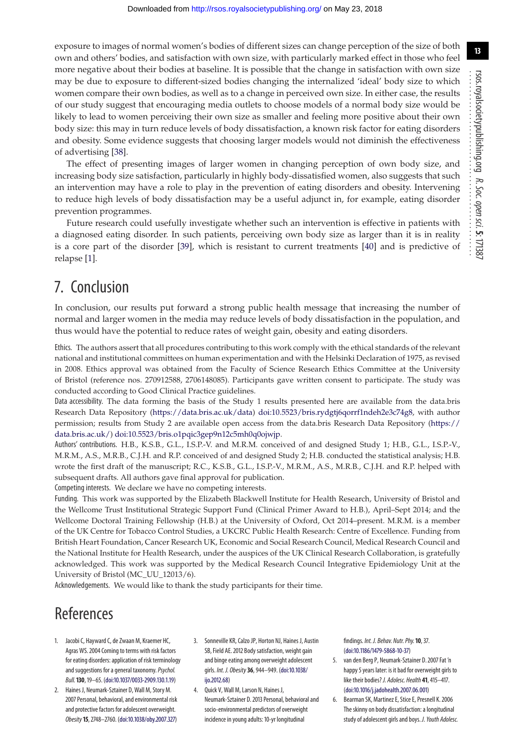exposure to images of normal women's bodies of different sizes can change perception of the size of both own and others' bodies, and satisfaction with own size, with particularly marked effect in those who feel more negative about their bodies at baseline. It is possible that the change in satisfaction with own size may be due to exposure to different-sized bodies changing the internalized 'ideal' body size to which women compare their own bodies, as well as to a change in perceived own size. In either case, the results of our study suggest that encouraging media outlets to choose models of a normal body size would be likely to lead to women perceiving their own size as smaller and feeling more positive about their own body size: this may in turn reduce levels of body dissatisfaction, a known risk factor for eating disorders and obesity. Some evidence suggests that choosing larger models would not diminish the effectiveness of advertising [38].

The effect of presenting images of larger women in changing perception of own body size, and increasing body size satisfaction, particularly in highly body-dissatisfied women, also suggests that such an intervention may have a role to play in the prevention of eating disorders and obesity. Intervening to reduce high levels of body dissatisfaction may be a useful adjunct in, for example, eating disorder prevention programmes.

Future research could usefully investigate whether such an intervention is effective in patients with a diagnosed eating disorder. In such patients, perceiving own body size as larger than it is in reality is a core part of the disorder [39], which is resistant to current treatments [40] and is predictive of relapse [1].

## 7. Conclusion

In conclusion, our results put forward a strong public health message that increasing the number of normal and larger women in the media may reduce levels of body dissatisfaction in the population, and thus would have the potential to reduce rates of weight gain, obesity and eating disorders.

Ethics. The authors assert that all procedures contributing to this work comply with the ethical standards of the relevant national and institutional committees on human experimentation and with the Helsinki Declaration of 1975, as revised in 2008. Ethics approval was obtained from the Faculty of Science Research Ethics Committee at the University of Bristol (reference nos. 270912588, 2706148085). Participants gave written consent to participate. The study was conducted according to Good Clinical Practice guidelines.

Data accessibility. The data forming the basis of the Study 1 results presented here are available from the data.bris Research Data Repository (https://data.bris.ac.uk/data) doi:10.5523/bris.rydgtj6qorrf1ndeh2e3c74g8, with author permission; results from Study 2 are available open access from the data.bris Research Data Repository (https://data.bris.ac.uk/) doi:10.5523/bris.o1pqic3gep9n12c5mh0q0ojwjp.

Authors' contributions. H.B., K.S.B., G.L., I.S.P.-V. and M.R.M. conceived of and designed Study 1; H.B., G.L., I.S.P.-V., M.R.M., A.S., M.R.B., C.J.H. and R.P. conceived of and designed Study 2; H.B. conducted the statistical analysis; H.B. wrote the first draft of the manuscript; R.C., K.S.B., G.L., I.S.P.-V., M.R.M., A.S., M.R.B., C.J.H. and R.P. helped with subsequent drafts. All authors gave final approval for publication.

Competing interests. We declare we have no competing interests.

Funding. This work was supported by the Elizabeth Blackwell Institute for Health Research, University of Bristol and the Wellcome Trust Institutional Strategic Support Fund (Clinical Primer Award to H.B.), April–Sept 2014; and the Wellcome Doctoral Training Fellowship (H.B.) at the University of Oxford, Oct 2014–present. M.R.M. is a member of the UK Centre for Tobacco Control Studies, a UKCRC Public Health Research: Centre of Excellence. Funding from British Heart Foundation, Cancer Research UK, Economic and Social Research Council, Medical Research Council and the National Institute for Health Research, under the auspices of the UK Clinical Research Collaboration, is gratefully acknowledged. This work was supported by the Medical Research Council Integrative Epidemiology Unit at the University of Bristol (MC_UU_12013/6).

Acknowledgements. We would like to thank the study participants for their time.

## References

1. Jacobi C, Hayward C, de Zwaan M, Kraemer HC, Agras WS. 2004 Coming to terms with risk factors for eating disorders: application of risk terminology and suggestions for a general taxonomy. *Psychol. Bull.* **130**, 19–65. (doi:10.1037/0033-2909.130.1.19)
2. Haines J, Neumark-Sztainer D, Wall M, Story M. 2007 Personal, behavioral, and environmental risk and protective factors for adolescent overweight. *Obesity* **15**, 2748–2760. (doi:10.1038/oby.2007.327)
3. Sonneville KR, Calzo JP, Horton NJ, Haines J, Austin SB, Field AE. 2012 Body satisfaction, weight gain and binge eating among overweight adolescent girls. *Int. J. Obesity* **36**, 944–949. (doi:10.1038/ijo.2012.68)
4. Quick V, Wall M, Larson N, Haines J, Neumark-Sztainer D. 2013 Personal, behavioral and socio-environmental predictors of overweight incidence in young adults: 10-yr longitudinal findings. *Int. J. Behav. Nutr. Phy.* **10**, 37. (doi:10.1186/1479-5868-10-37)
5. van den Berg P, Neumark-Sztainer D. 2007 Fat 'n happy 5 years later: is it bad for overweight girls to like their bodies? *J. Adolesc. Health* **41**, 415–417. (doi:10.1016/j.jadohealth.2007.06.001)
6. Bearman SK, Martinez E, Stice E, Presnell K. 2006 The skinny on body dissatisfaction: a longitudinal study of adolescent girls and boys. *J. Youth Adolesc.*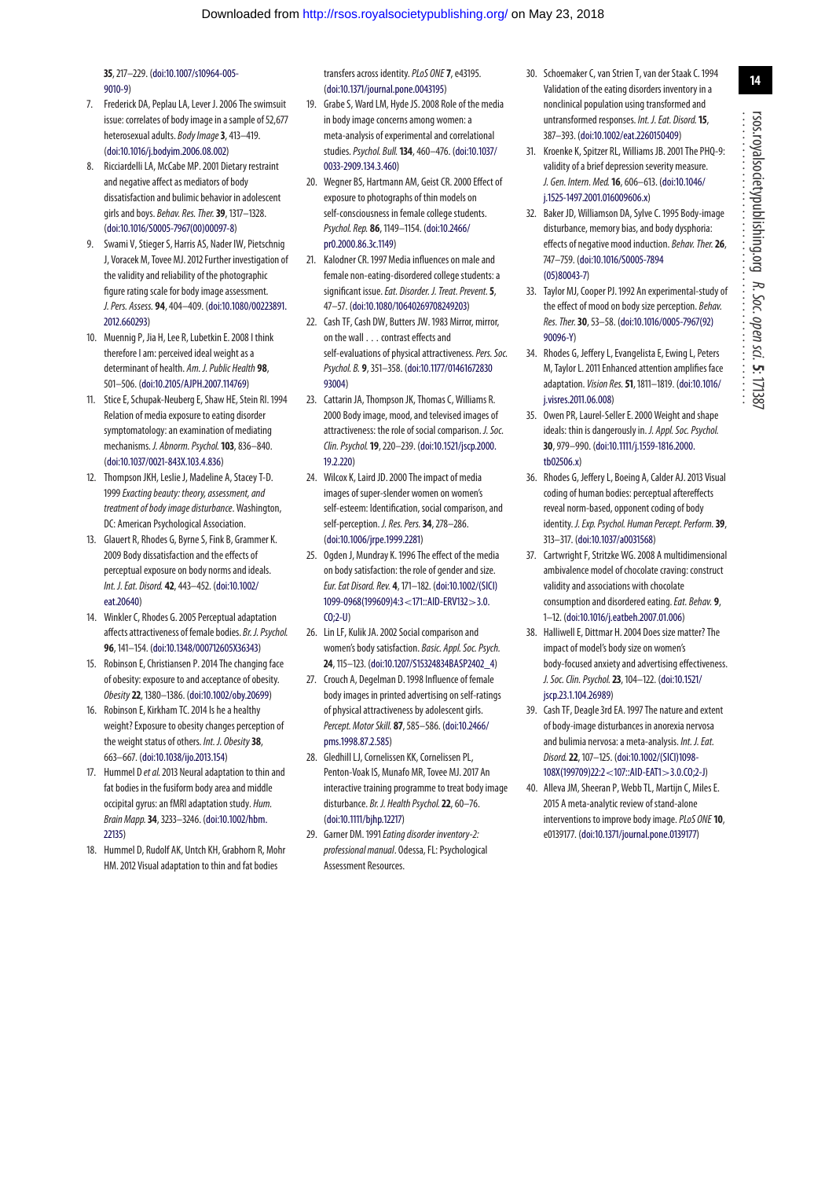35, 217–229. (doi:10.1007/s10964-005-9010-9)

7. Frederick DA, Peplau LA, Lever J. 2006 The swimsuit issue: correlates of body image in a sample of 52,677 heterosexual adults. *Body Image* **3**, 413–419. (doi:10.1016/j.bodyim.2006.08.002)
8. Ricciardelli LA, McCabe MP. 2001 Dietary restraint and negative affect as mediators of body dissatisfaction and bulimic behavior in adolescent girls and boys. *Behav. Res. Ther.* **39**, 1317–1328. (doi:10.1016/S0005-7967(00)00097-8)
9. Swami V, Stieger S, Harris AS, Nader IW, Pietschnig J, Voracek M, Tovee MJ. 2012 Further investigation of the validity and reliability of the photographic figure rating scale for body image assessment. *J. Pers. Assess.* **94**, 404–409. (doi:10.1080/00223891.2012.660293)
10. Muennig P, Jia H, Lee R, Lubetkin E. 2008 I think therefore I am: perceived ideal weight as a determinant of health. *Am. J. Public Health* **98**, 501–506. (doi:10.2105/AJPH.2007.114769)
11. Stice E, Schupak-Neuberg E, Shaw HE, Stein RI. 1994 Relation of media exposure to eating disorder symptomatology: an examination of mediating mechanisms. *J. Abnorm. Psychol.* **103**, 836–840. (doi:10.1037/0021-843X.103.4.836)
12. Thompson JKH, Leslie J, Madeline A, Stacey T-D. 1999 *Exacting beauty: theory, assessment, and treatment of body image disturbance*. Washington, DC: American Psychological Association.
13. Glauert R, Rhodes G, Byrne S, Fink B, Grammer K. 2009 Body dissatisfaction and the effects of perceptual exposure on body norms and ideals. *Int. J. Eat. Disord.* **42**, 443–452. (doi:10.1002/eat.20640)
14. Winkler C, Rhodes G. 2005 Perceptual adaptation affects attractiveness of female bodies. *Br. J. Psychol.* **96**, 141–154. (doi:10.1348/000712605X36343)
15. Robinson E, Christiansen P. 2014 The changing face of obesity: exposure to and acceptance of obesity. *Obesity* **22**, 1380–1386. (doi:10.1002/oby.20699)
16. Robinson E, Kirkham TC. 2014 Is he a healthy weight? Exposure to obesity changes perception of the weight status of others. *Int. J. Obesity* **38**, 663–667. (doi:10.1038/ijo.2013.154)
17. Hummel D *et al.* 2013 Neural adaptation to thin and fat bodies in the fusiform body area and middle occipital gyrus: an fMRI adaptation study. *Hum. Brain Mapp.* **34**, 3233–3246. (doi:10.1002/hbm.22135)
18. Hummel D, Rudolf AK, Untch KH, Grabhorn R, Mohr HM. 2012 Visual adaptation to thin and fat bodies transfers across identity. *PLoS ONE* **7**, e43195. (doi:10.1371/journal.pone.0043195)
19. Grabe S, Ward LM, Hyde JS. 2008 Role of the media in body image concerns among women: a meta-analysis of experimental and correlational studies. *Psychol. Bull.* **134**, 460–476. (doi:10.1037/0033-2909.134.3.460)
20. Wegner BS, Hartmann AM, Geist CR. 2000 Effect of exposure to photographs of thin models on self-consciousness in female college students. *Psychol. Rep.* **86**, 1149–1154. (doi:10.2466/pr0.2000.86.3c.1149)
21. Kalodner CR. 1997 Media influences on male and female non-eating-disordered college students: a significant issue. *Eat. Disorder. J. Treat. Prevent.* **5**, 47–57. (doi:10.1080/10640269708249203)
22. Cash TF, Cash DW, Butters JW. 1983 Mirror, mirror, on the wall . . . contrast effects and self-evaluations of physical attractiveness. *Pers. Soc. Psychol. B.* **9**, 351–358. (doi:10.1177/0146167283093004)
23. Cattarin JA, Thompson JK, Thomas C, Williams R. 2000 Body image, mood, and televised images of attractiveness: the role of social comparison. *J. Soc. Clin. Psychol.* **19**, 220–239. (doi:10.1521/jscp.2000.19.2.220)
24. Wilcox K, Laird JD. 2000 The impact of media images of super-slender women on women's self-esteem: Identification, social comparison, and self-perception. *J. Res. Pers.* **34**, 278–286. (doi:10.1006/jrpe.1999.2281)
25. Ogden J, Mundray K. 1996 The effect of the media on body satisfaction: the role of gender and size. *Eur. Eat Disord. Rev.* **4**, 171–182. (doi:10.1002/(SICI)1099-0968(199609)4:3<171::AID-ERV132>3.0.CO;2-U)
26. Lin LF, Kulik JA. 2002 Social comparison and women's body satisfaction. *Basic. Appl. Soc. Psych.* **24**, 115–123. (doi:10.1207/S15324834BASP2402_4)
27. Crouch A, Degelman D. 1998 Influence of female body images in printed advertising on self-ratings of physical attractiveness by adolescent girls. *Percept. Motor Skill.* **87**, 585–586. (doi:10.2466/pms.1998.87.2.585)
28. Gledhill LJ, Cornelissen KK, Cornelissen PL, Penton-Voak IS, Munafo MR, Tovee MJ. 2017 An interactive training programme to treat body image disturbance. *Br. J. Health Psychol.* **22**, 60–76. (doi:10.1111/bjhp.12217)
29. Garner DM. 1991 *Eating disorder inventory-2: professional manual*. Odessa, FL: Psychological Assessment Resources.
30. Schoemaker C, van Strien T, van der Staak C. 1994 Validation of the eating disorders inventory in a nonclinical population using transformed and untransformed responses. *Int. J. Eat. Disord.* **15**, 387–393. (doi:10.1002/eat.2260150409)
31. Kroenke K, Spitzer RL, Williams JB. 2001 The PHQ-9: validity of a brief depression severity measure. *J. Gen. Intern. Med.* **16**, 606–613. (doi:10.1046/j.1525-1497.2001.016009606.x)
32. Baker JD, Williamson DA, Sylve C. 1995 Body-image disturbance, memory bias, and body dysphoria: effects of negative mood induction. *Behav. Ther.* **26**, 747–759. (doi:10.1016/S0005-7894(05)80043-7)
33. Taylor MJ, Cooper PJ. 1992 An experimental-study of the effect of mood on body size perception. *Behav. Res. Ther.* **30**, 53–58. (doi:10.1016/0005-7967(92)90096-Y)
34. Rhodes G, Jeffery L, Evangelista E, Ewing L, Peters M, Taylor L. 2011 Enhanced attention amplifies face adaptation. *Vision Res.* **51**, 1811–1819. (doi:10.1016/j.visres.2011.06.008)
35. Owen PR, Laurel-Seller E. 2000 Weight and shape ideals: thin is dangerously in. *J. Appl. Soc. Psychol.* **30**, 979–990. (doi:10.1111/j.1559-1816.2000.tb02506.x)
36. Rhodes G, Jeffery L, Boeing A, Calder AJ. 2013 Visual coding of human bodies: perceptual aftereffects reveal norm-based, opponent coding of body identity. *J. Exp. Psychol. Human Percept. Perform.* **39**, 313–317. (doi:10.1037/a0031568)
37. Cartwright F, Stritzke WG. 2008 A multidimensional ambivalence model of chocolate craving: construct validity and associations with chocolate consumption and disordered eating. *Eat. Behav.* **9**, 1–12. (doi:10.1016/j.eatbeh.2007.01.006)
38. Halliwell E, Dittmar H. 2004 Does size matter? The impact of model's body size on women's body-focused anxiety and advertising effectiveness. *J. Soc. Clin. Psychol.* **23**, 104–122. (doi:10.1521/jscp.23.1.104.26989)
39. Cash TF, Deagle 3rd EA. 1997 The nature and extent of body-image disturbances in anorexia nervosa and bulimia nervosa: a meta-analysis. *Int. J. Eat. Disord.* **22**, 107–125. (doi:10.1002/(SICI)1098-108X(199709)22:2<107::AID-EAT1>3.0.CO;2-J)
40. Alleva JM, Sheeran P, Webb TL, Martijn C, Miles E. 2015 A meta-analytic review of stand-alone interventions to improve body image. *PLoS ONE* **10**, e0139177. (doi:10.1371/journal.pone.0139177)